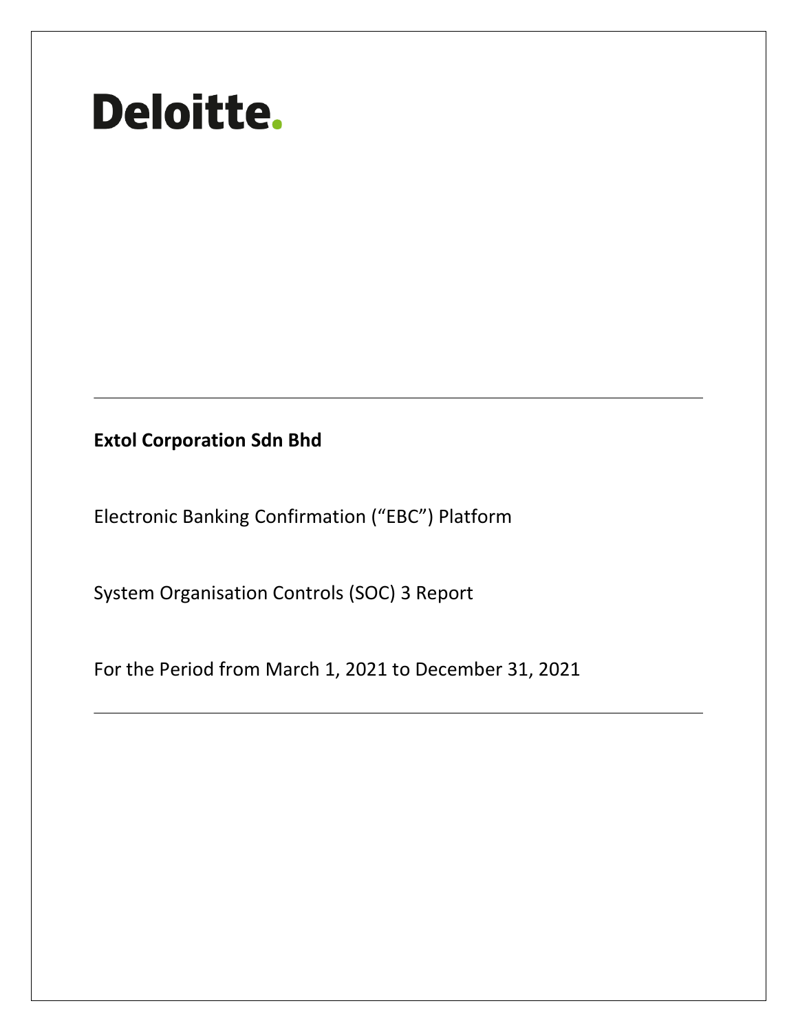# Deloitte.

---

**Extol Corporation Sdn Bhd**

Electronic Banking Confirmation ("EBC") Platform

System Organisation Controls (SOC) 3 Report

For the Period from March 1, 2021 to December 31, 2021

---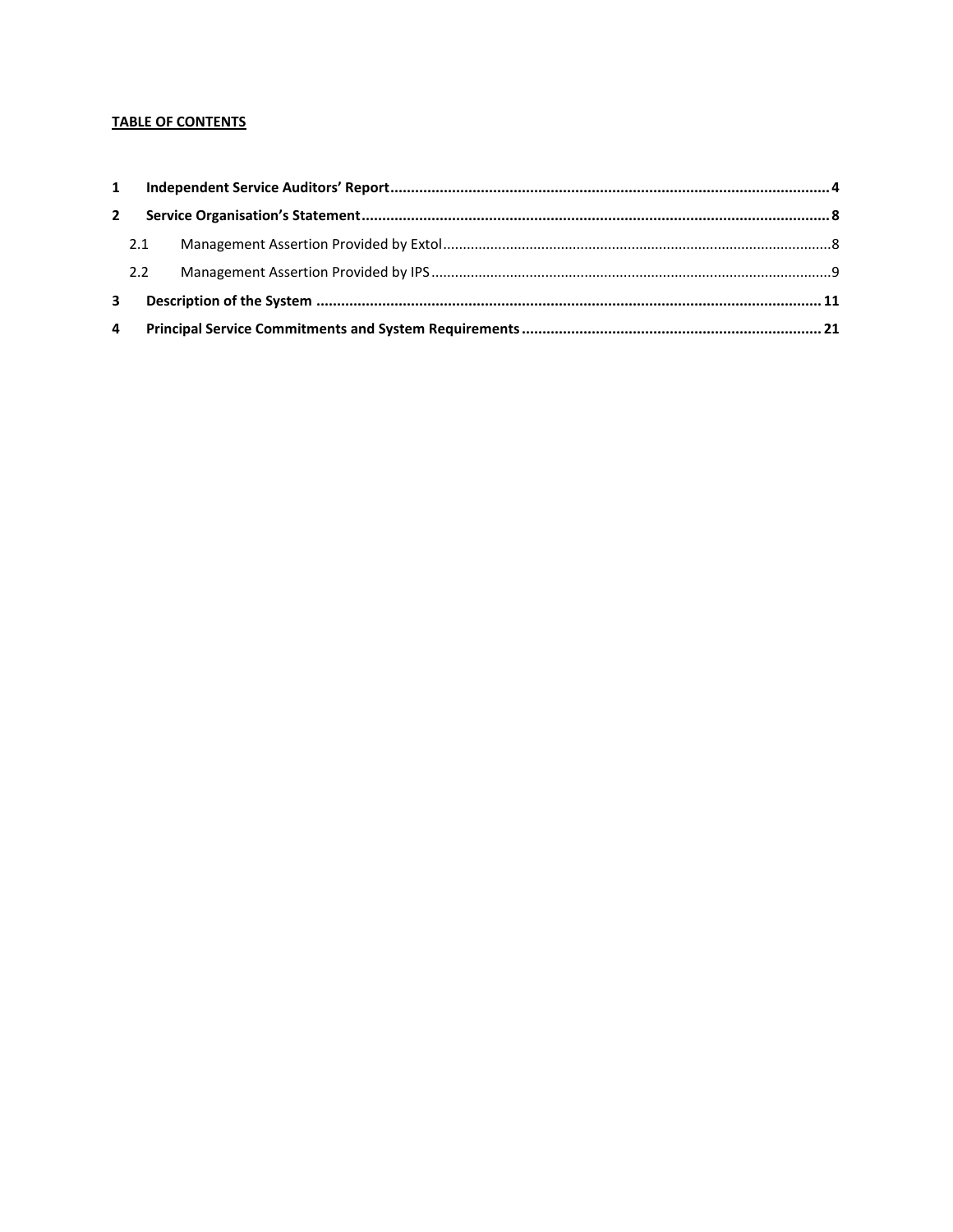**TABLE OF CONTENTS**

| | | |
|---|---|---|
| **1** | **Independent Service Auditors' Report** | **4** |
| **2** | **Service Organisation's Statement** | **8** |
| 2.1 | Management Assertion Provided by Extol | 8 |
| 2.2 | Management Assertion Provided by IPS | 9 |
| **3** | **Description of the System** | **11** |
| **4** | **Principal Service Commitments and System Requirements** | **21** |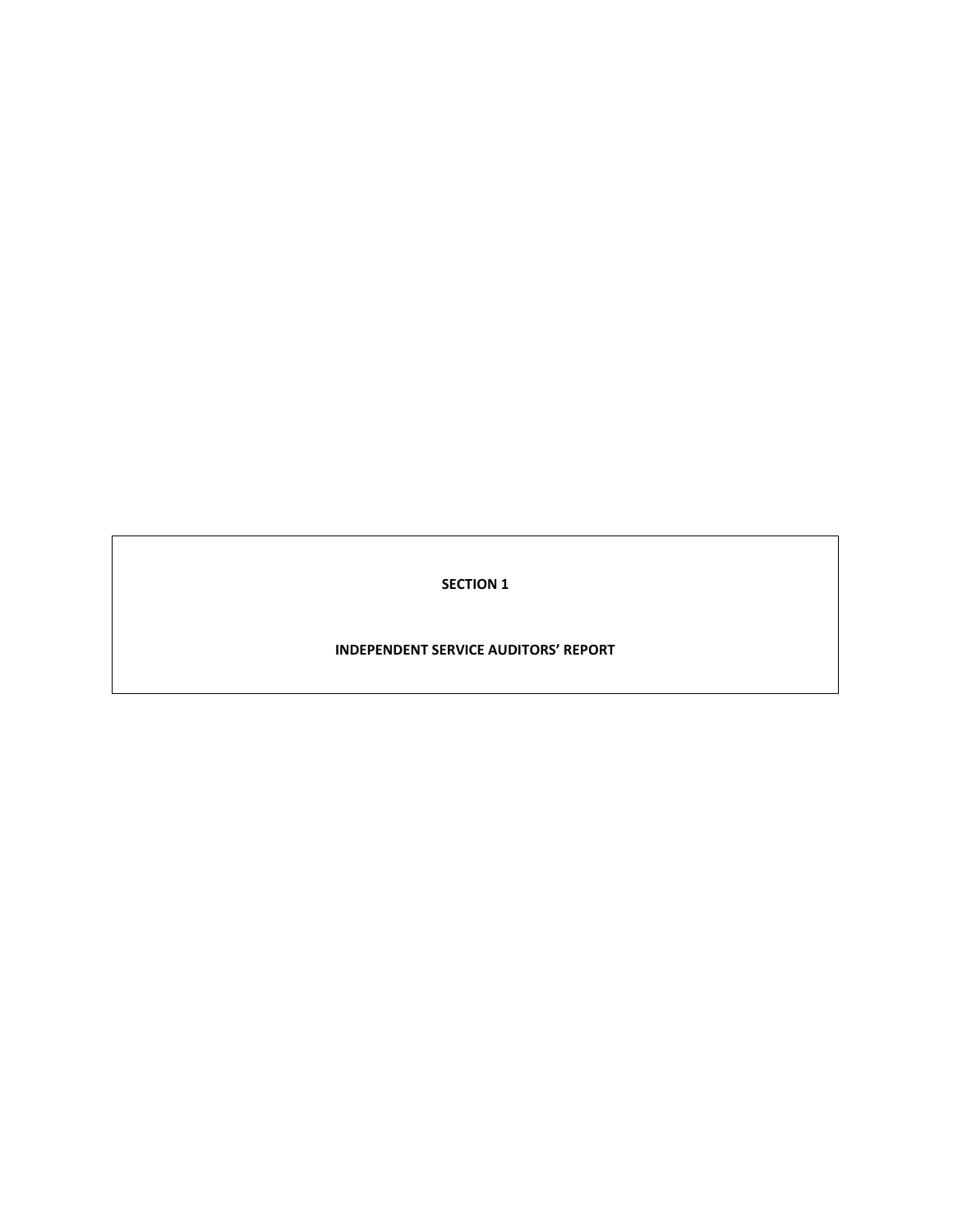# SECTION 1

# INDEPENDENT SERVICE AUDITORS' REPORT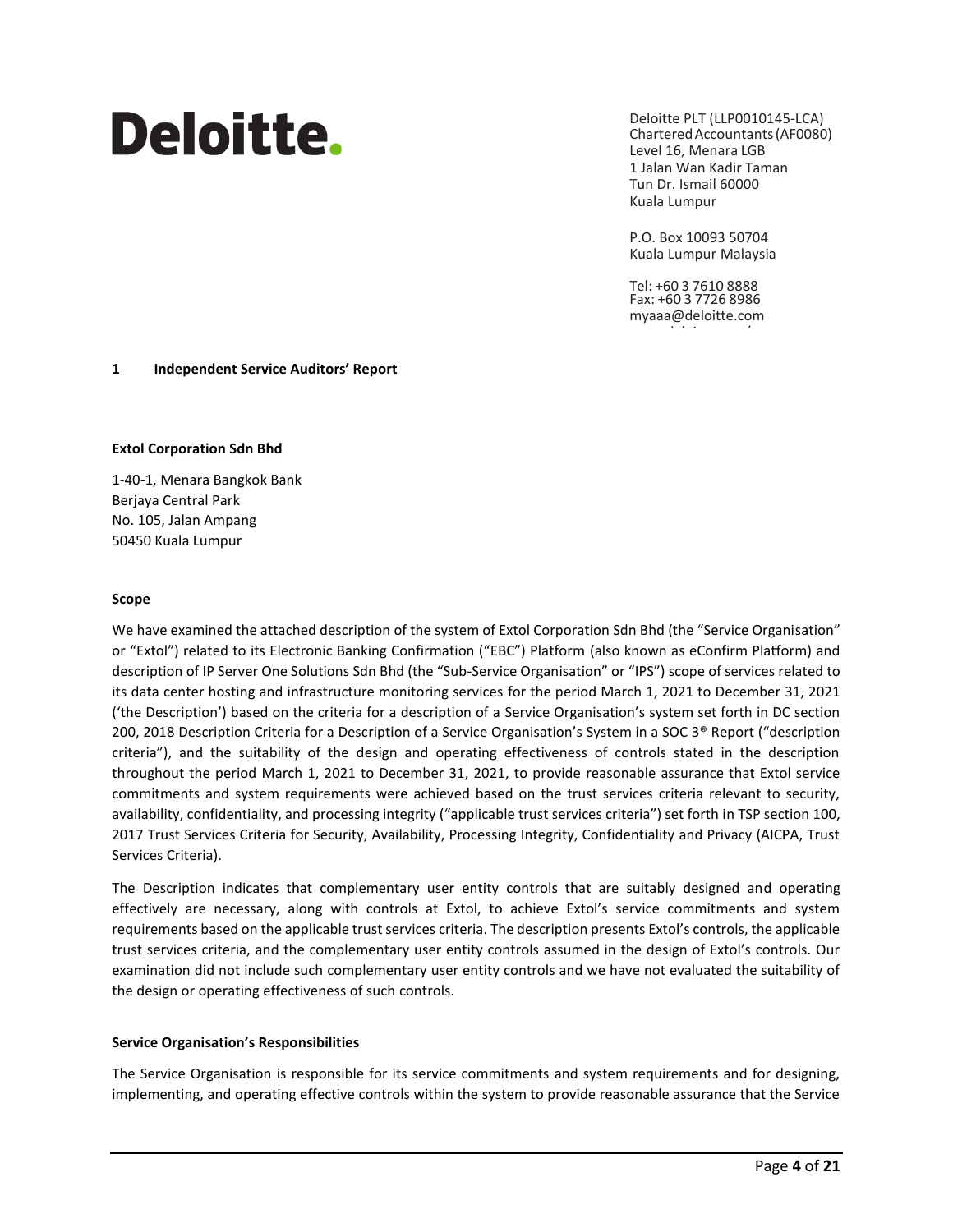# Deloitte.

Deloitte PLT (LLP0010145-LCA)
Chartered Accountants (AF0080)
Level 16, Menara LGB
1 Jalan Wan Kadir Taman
Tun Dr. Ismail 60000
Kuala Lumpur

P.O. Box 10093 50704
Kuala Lumpur Malaysia

Tel: +60 3 7610 8888
Fax: +60 3 7726 8986
myaaa@deloitte.com

## 1 Independent Service Auditors' Report

**Extol Corporation Sdn Bhd**

1-40-1, Menara Bangkok Bank
Berjaya Central Park
No. 105, Jalan Ampang
50450 Kuala Lumpur

**Scope**

We have examined the attached description of the system of Extol Corporation Sdn Bhd (the "Service Organisation" or "Extol") related to its Electronic Banking Confirmation ("EBC") Platform (also known as eConfirm Platform) and description of IP Server One Solutions Sdn Bhd (the "Sub-Service Organisation" or "IPS") scope of services related to its data center hosting and infrastructure monitoring services for the period March 1, 2021 to December 31, 2021 ('the Description') based on the criteria for a description of a Service Organisation's system set forth in DC section 200, 2018 Description Criteria for a Description of a Service Organisation's System in a SOC 3® Report ("description criteria"), and the suitability of the design and operating effectiveness of controls stated in the description throughout the period March 1, 2021 to December 31, 2021, to provide reasonable assurance that Extol service commitments and system requirements were achieved based on the trust services criteria relevant to security, availability, confidentiality, and processing integrity ("applicable trust services criteria") set forth in TSP section 100, 2017 Trust Services Criteria for Security, Availability, Processing Integrity, Confidentiality and Privacy (AICPA, Trust Services Criteria).

The Description indicates that complementary user entity controls that are suitably designed and operating effectively are necessary, along with controls at Extol, to achieve Extol's service commitments and system requirements based on the applicable trust services criteria. The description presents Extol's controls, the applicable trust services criteria, and the complementary user entity controls assumed in the design of Extol's controls. Our examination did not include such complementary user entity controls and we have not evaluated the suitability of the design or operating effectiveness of such controls.

**Service Organisation's Responsibilities**

The Service Organisation is responsible for its service commitments and system requirements and for designing, implementing, and operating effective controls within the system to provide reasonable assurance that the Service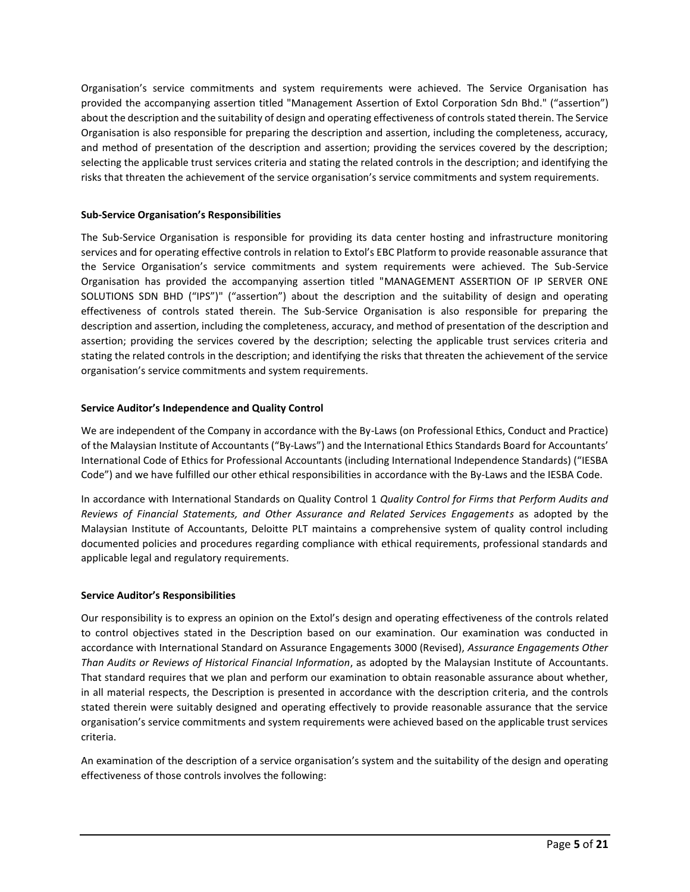Organisation's service commitments and system requirements were achieved. The Service Organisation has provided the accompanying assertion titled "Management Assertion of Extol Corporation Sdn Bhd." ("assertion") about the description and the suitability of design and operating effectiveness of controls stated therein. The Service Organisation is also responsible for preparing the description and assertion, including the completeness, accuracy, and method of presentation of the description and assertion; providing the services covered by the description; selecting the applicable trust services criteria and stating the related controls in the description; and identifying the risks that threaten the achievement of the service organisation's service commitments and system requirements.

**Sub-Service Organisation's Responsibilities**

The Sub-Service Organisation is responsible for providing its data center hosting and infrastructure monitoring services and for operating effective controls in relation to Extol's EBC Platform to provide reasonable assurance that the Service Organisation's service commitments and system requirements were achieved. The Sub-Service Organisation has provided the accompanying assertion titled "MANAGEMENT ASSERTION OF IP SERVER ONE SOLUTIONS SDN BHD ("IPS")" ("assertion") about the description and the suitability of design and operating effectiveness of controls stated therein. The Sub-Service Organisation is also responsible for preparing the description and assertion, including the completeness, accuracy, and method of presentation of the description and assertion; providing the services covered by the description; selecting the applicable trust services criteria and stating the related controls in the description; and identifying the risks that threaten the achievement of the service organisation's service commitments and system requirements.

**Service Auditor's Independence and Quality Control**

We are independent of the Company in accordance with the By-Laws (on Professional Ethics, Conduct and Practice) of the Malaysian Institute of Accountants ("By-Laws") and the International Ethics Standards Board for Accountants' International Code of Ethics for Professional Accountants (including International Independence Standards) ("IESBA Code") and we have fulfilled our other ethical responsibilities in accordance with the By-Laws and the IESBA Code.

In accordance with International Standards on Quality Control 1 *Quality Control for Firms that Perform Audits and Reviews of Financial Statements, and Other Assurance and Related Services Engagements* as adopted by the Malaysian Institute of Accountants, Deloitte PLT maintains a comprehensive system of quality control including documented policies and procedures regarding compliance with ethical requirements, professional standards and applicable legal and regulatory requirements.

**Service Auditor's Responsibilities**

Our responsibility is to express an opinion on the Extol's design and operating effectiveness of the controls related to control objectives stated in the Description based on our examination. Our examination was conducted in accordance with International Standard on Assurance Engagements 3000 (Revised), *Assurance Engagements Other Than Audits or Reviews of Historical Financial Information*, as adopted by the Malaysian Institute of Accountants. That standard requires that we plan and perform our examination to obtain reasonable assurance about whether, in all material respects, the Description is presented in accordance with the description criteria, and the controls stated therein were suitably designed and operating effectively to provide reasonable assurance that the service organisation's service commitments and system requirements were achieved based on the applicable trust services criteria.

An examination of the description of a service organisation's system and the suitability of the design and operating effectiveness of those controls involves the following: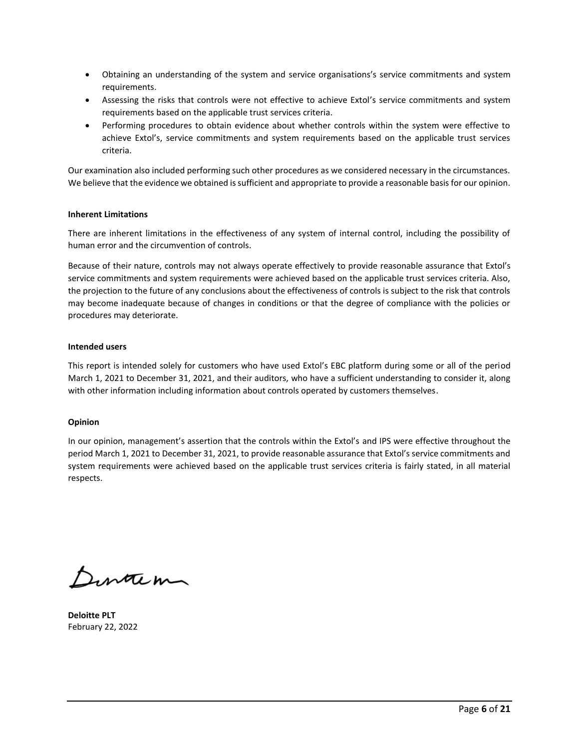- Obtaining an understanding of the system and service organisations's service commitments and system requirements.
- Assessing the risks that controls were not effective to achieve Extol's service commitments and system requirements based on the applicable trust services criteria.
- Performing procedures to obtain evidence about whether controls within the system were effective to achieve Extol's, service commitments and system requirements based on the applicable trust services criteria.

Our examination also included performing such other procedures as we considered necessary in the circumstances. We believe that the evidence we obtained is sufficient and appropriate to provide a reasonable basis for our opinion.

**Inherent Limitations**

There are inherent limitations in the effectiveness of any system of internal control, including the possibility of human error and the circumvention of controls.

Because of their nature, controls may not always operate effectively to provide reasonable assurance that Extol's service commitments and system requirements were achieved based on the applicable trust services criteria. Also, the projection to the future of any conclusions about the effectiveness of controls is subject to the risk that controls may become inadequate because of changes in conditions or that the degree of compliance with the policies or procedures may deteriorate.

**Intended users**

This report is intended solely for customers who have used Extol's EBC platform during some or all of the period March 1, 2021 to December 31, 2021, and their auditors, who have a sufficient understanding to consider it, along with other information including information about controls operated by customers themselves.

**Opinion**

In our opinion, management's assertion that the controls within the Extol's and IPS were effective throughout the period March 1, 2021 to December 31, 2021, to provide reasonable assurance that Extol's service commitments and system requirements were achieved based on the applicable trust services criteria is fairly stated, in all material respects.

**Deloitte PLT**
February 22, 2022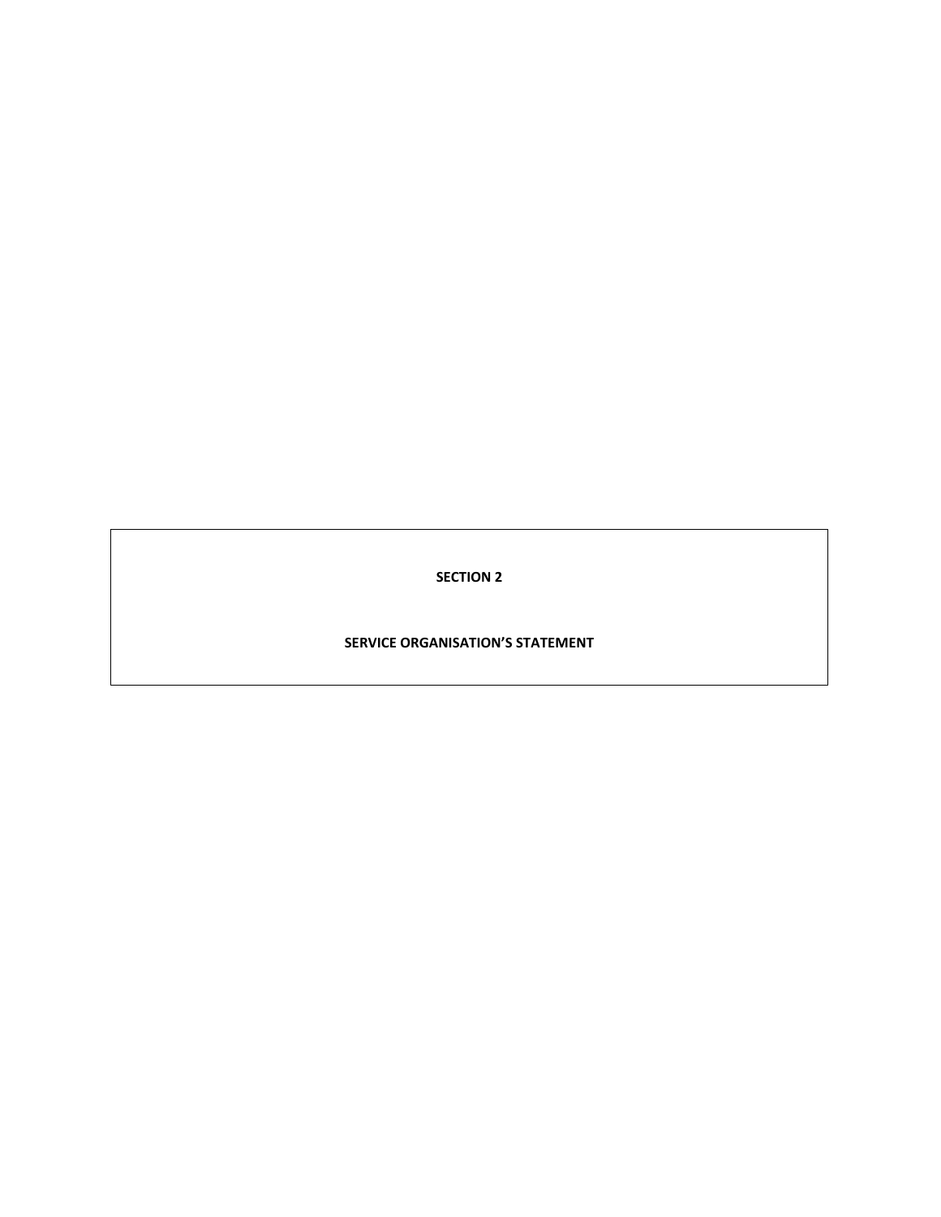# SECTION 2

# SERVICE ORGANISATION'S STATEMENT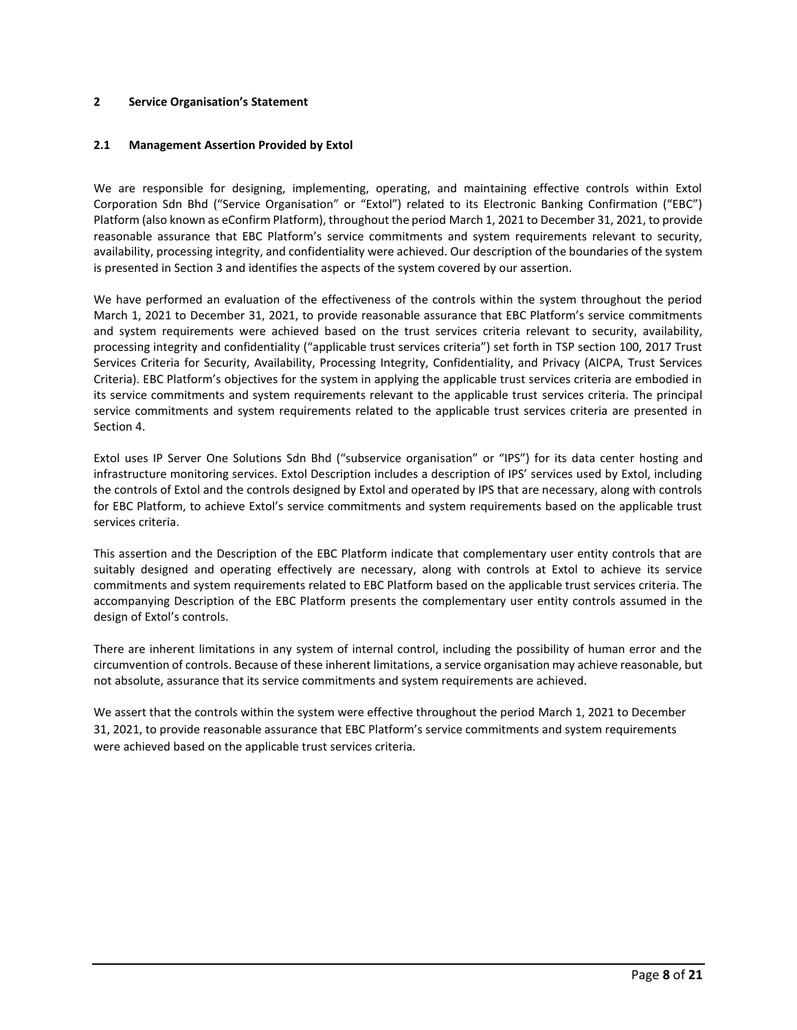## 2 Service Organisation's Statement

### 2.1 Management Assertion Provided by Extol

We are responsible for designing, implementing, operating, and maintaining effective controls within Extol Corporation Sdn Bhd ("Service Organisation" or "Extol") related to its Electronic Banking Confirmation ("EBC") Platform (also known as eConfirm Platform), throughout the period March 1, 2021 to December 31, 2021, to provide reasonable assurance that EBC Platform's service commitments and system requirements relevant to security, availability, processing integrity, and confidentiality were achieved. Our description of the boundaries of the system is presented in Section 3 and identifies the aspects of the system covered by our assertion.

We have performed an evaluation of the effectiveness of the controls within the system throughout the period March 1, 2021 to December 31, 2021, to provide reasonable assurance that EBC Platform's service commitments and system requirements were achieved based on the trust services criteria relevant to security, availability, processing integrity and confidentiality ("applicable trust services criteria") set forth in TSP section 100, 2017 Trust Services Criteria for Security, Availability, Processing Integrity, Confidentiality, and Privacy (AICPA, Trust Services Criteria). EBC Platform's objectives for the system in applying the applicable trust services criteria are embodied in its service commitments and system requirements relevant to the applicable trust services criteria. The principal service commitments and system requirements related to the applicable trust services criteria are presented in Section 4.

Extol uses IP Server One Solutions Sdn Bhd ("subservice organisation" or "IPS") for its data center hosting and infrastructure monitoring services. Extol Description includes a description of IPS' services used by Extol, including the controls of Extol and the controls designed by Extol and operated by IPS that are necessary, along with controls for EBC Platform, to achieve Extol's service commitments and system requirements based on the applicable trust services criteria.

This assertion and the Description of the EBC Platform indicate that complementary user entity controls that are suitably designed and operating effectively are necessary, along with controls at Extol to achieve its service commitments and system requirements related to EBC Platform based on the applicable trust services criteria. The accompanying Description of the EBC Platform presents the complementary user entity controls assumed in the design of Extol's controls.

There are inherent limitations in any system of internal control, including the possibility of human error and the circumvention of controls. Because of these inherent limitations, a service organisation may achieve reasonable, but not absolute, assurance that its service commitments and system requirements are achieved.

We assert that the controls within the system were effective throughout the period March 1, 2021 to December 31, 2021, to provide reasonable assurance that EBC Platform's service commitments and system requirements were achieved based on the applicable trust services criteria.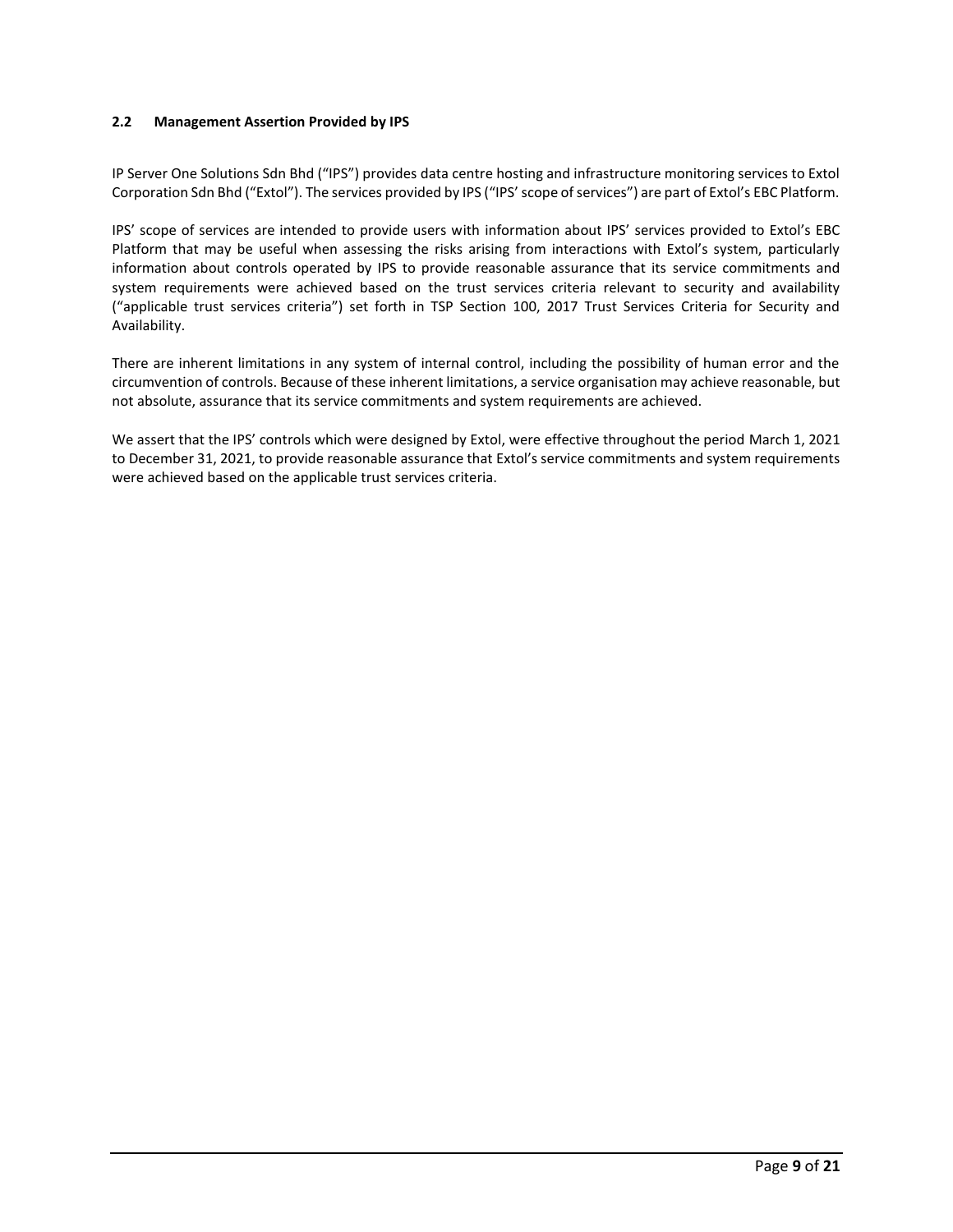## 2.2 Management Assertion Provided by IPS

IP Server One Solutions Sdn Bhd ("IPS") provides data centre hosting and infrastructure monitoring services to Extol Corporation Sdn Bhd ("Extol"). The services provided by IPS ("IPS' scope of services") are part of Extol's EBC Platform.

IPS' scope of services are intended to provide users with information about IPS' services provided to Extol's EBC Platform that may be useful when assessing the risks arising from interactions with Extol's system, particularly information about controls operated by IPS to provide reasonable assurance that its service commitments and system requirements were achieved based on the trust services criteria relevant to security and availability ("applicable trust services criteria") set forth in TSP Section 100, 2017 Trust Services Criteria for Security and Availability.

There are inherent limitations in any system of internal control, including the possibility of human error and the circumvention of controls. Because of these inherent limitations, a service organisation may achieve reasonable, but not absolute, assurance that its service commitments and system requirements are achieved.

We assert that the IPS' controls which were designed by Extol, were effective throughout the period March 1, 2021 to December 31, 2021, to provide reasonable assurance that Extol's service commitments and system requirements were achieved based on the applicable trust services criteria.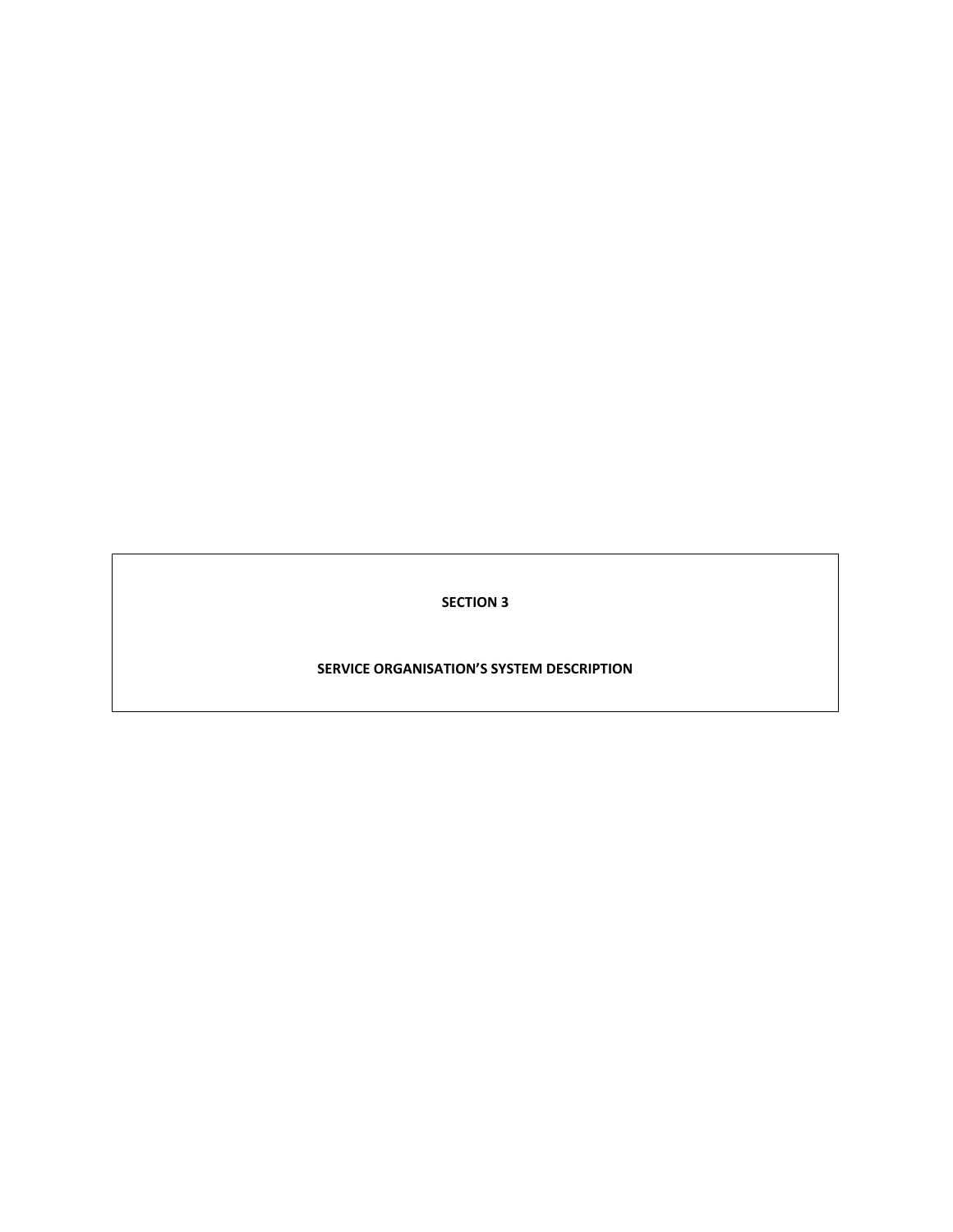# SECTION 3

# SERVICE ORGANISATION'S SYSTEM DESCRIPTION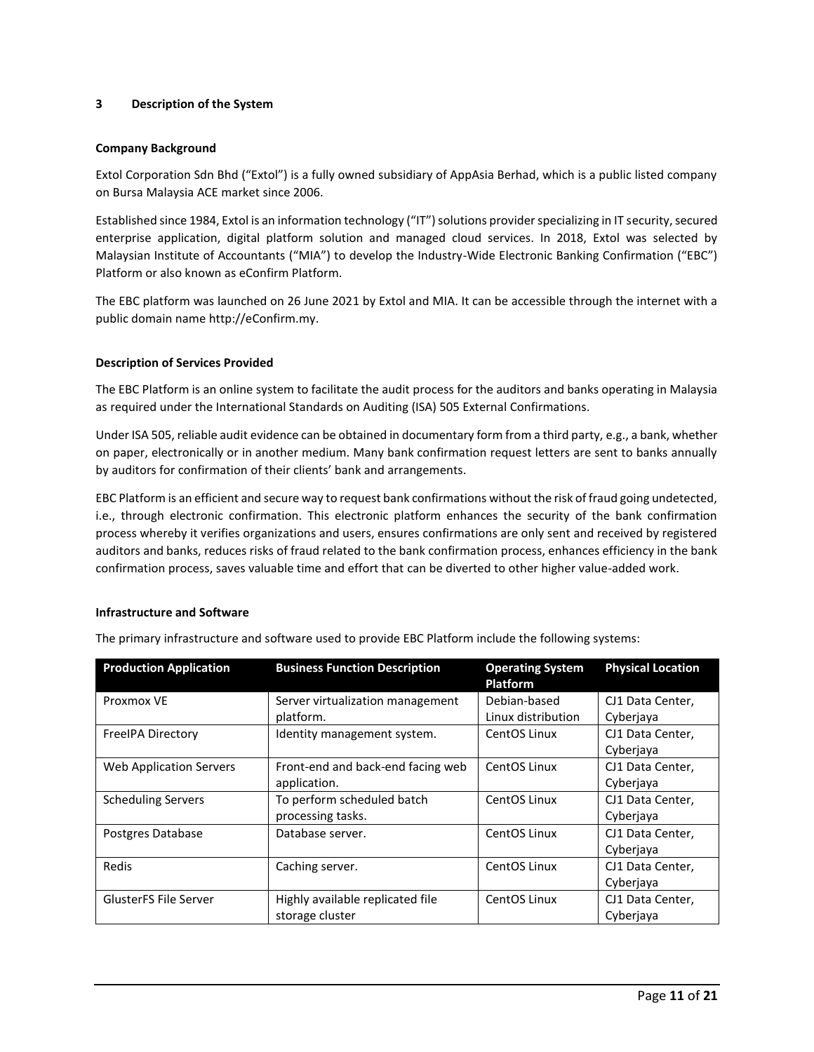## 3 Description of the System

### Company Background

Extol Corporation Sdn Bhd ("Extol") is a fully owned subsidiary of AppAsia Berhad, which is a public listed company on Bursa Malaysia ACE market since 2006.

Established since 1984, Extol is an information technology ("IT") solutions provider specializing in IT security, secured enterprise application, digital platform solution and managed cloud services. In 2018, Extol was selected by Malaysian Institute of Accountants ("MIA") to develop the Industry-Wide Electronic Banking Confirmation ("EBC") Platform or also known as eConfirm Platform.

The EBC platform was launched on 26 June 2021 by Extol and MIA. It can be accessible through the internet with a public domain name http://eConfirm.my.

### Description of Services Provided

The EBC Platform is an online system to facilitate the audit process for the auditors and banks operating in Malaysia as required under the International Standards on Auditing (ISA) 505 External Confirmations.

Under ISA 505, reliable audit evidence can be obtained in documentary form from a third party, e.g., a bank, whether on paper, electronically or in another medium. Many bank confirmation request letters are sent to banks annually by auditors for confirmation of their clients' bank and arrangements.

EBC Platform is an efficient and secure way to request bank confirmations without the risk of fraud going undetected, i.e., through electronic confirmation. This electronic platform enhances the security of the bank confirmation process whereby it verifies organizations and users, ensures confirmations are only sent and received by registered auditors and banks, reduces risks of fraud related to the bank confirmation process, enhances efficiency in the bank confirmation process, saves valuable time and effort that can be diverted to other higher value-added work.

### Infrastructure and Software

The primary infrastructure and software used to provide EBC Platform include the following systems:

| Production Application | Business Function Description | Operating System Platform | Physical Location |
|---|---|---|---|
| Proxmox VE | Server virtualization management platform. | Debian-based Linux distribution | CJ1 Data Center, Cyberjaya |
| FreeIPA Directory | Identity management system. | CentOS Linux | CJ1 Data Center, Cyberjaya |
| Web Application Servers | Front-end and back-end facing web application. | CentOS Linux | CJ1 Data Center, Cyberjaya |
| Scheduling Servers | To perform scheduled batch processing tasks. | CentOS Linux | CJ1 Data Center, Cyberjaya |
| Postgres Database | Database server. | CentOS Linux | CJ1 Data Center, Cyberjaya |
| Redis | Caching server. | CentOS Linux | CJ1 Data Center, Cyberjaya |
| GlusterFS File Server | Highly available replicated file storage cluster | CentOS Linux | CJ1 Data Center, Cyberjaya |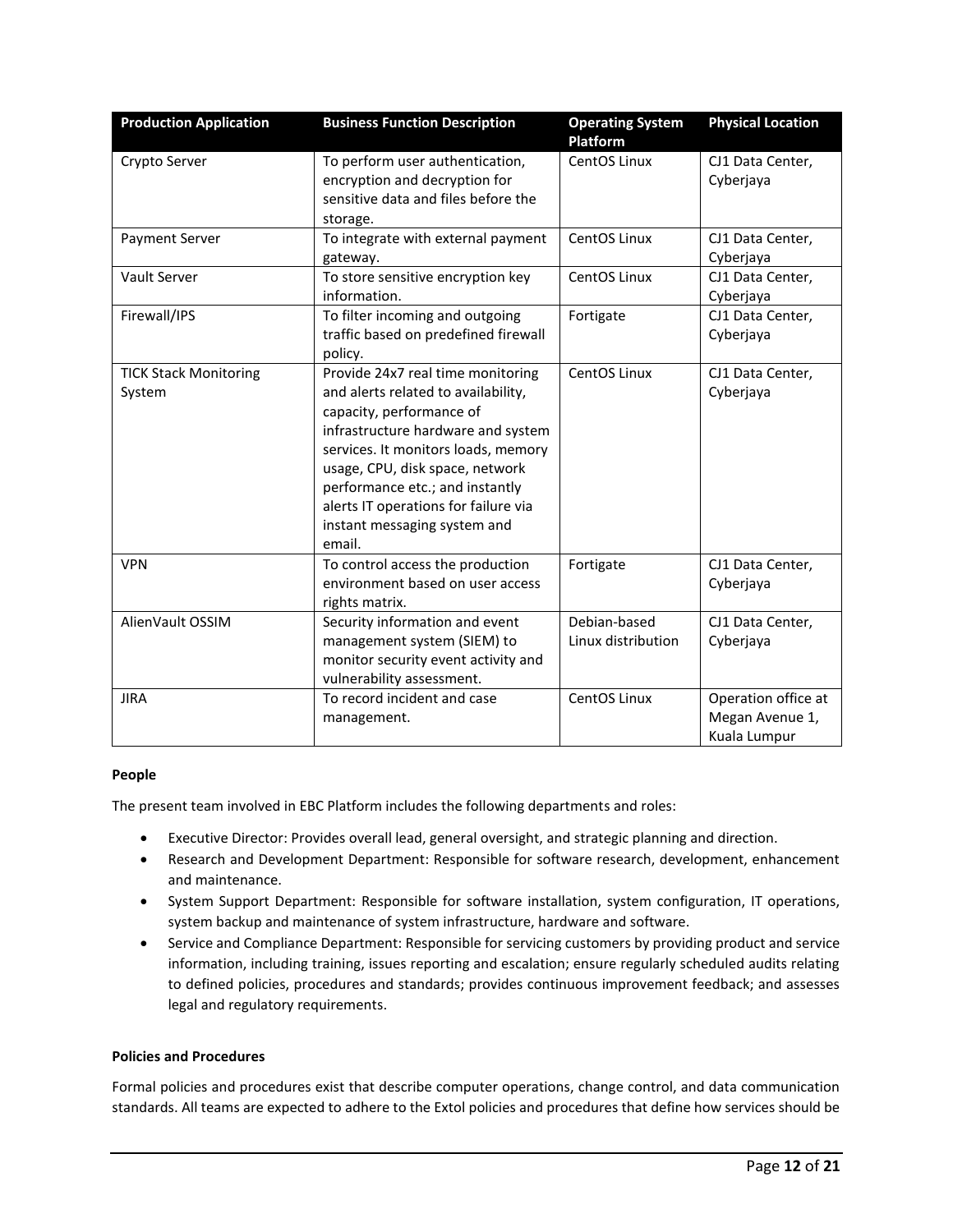| Production Application | Business Function Description | Operating System Platform | Physical Location |
|---|---|---|---|
| Crypto Server | To perform user authentication, encryption and decryption for sensitive data and files before the storage. | CentOS Linux | CJ1 Data Center, Cyberjaya |
| Payment Server | To integrate with external payment gateway. | CentOS Linux | CJ1 Data Center, Cyberjaya |
| Vault Server | To store sensitive encryption key information. | CentOS Linux | CJ1 Data Center, Cyberjaya |
| Firewall/IPS | To filter incoming and outgoing traffic based on predefined firewall policy. | Fortigate | CJ1 Data Center, Cyberjaya |
| TICK Stack Monitoring System | Provide 24x7 real time monitoring and alerts related to availability, capacity, performance of infrastructure hardware and system services. It monitors loads, memory usage, CPU, disk space, network performance etc.; and instantly alerts IT operations for failure via instant messaging system and email. | CentOS Linux | CJ1 Data Center, Cyberjaya |
| VPN | To control access the production environment based on user access rights matrix. | Fortigate | CJ1 Data Center, Cyberjaya |
| AlienVault OSSIM | Security information and event management system (SIEM) to monitor security event activity and vulnerability assessment. | Debian-based Linux distribution | CJ1 Data Center, Cyberjaya |
| JIRA | To record incident and case management. | CentOS Linux | Operation office at Megan Avenue 1, Kuala Lumpur |

**People**

The present team involved in EBC Platform includes the following departments and roles:

- Executive Director: Provides overall lead, general oversight, and strategic planning and direction.
- Research and Development Department: Responsible for software research, development, enhancement and maintenance.
- System Support Department: Responsible for software installation, system configuration, IT operations, system backup and maintenance of system infrastructure, hardware and software.
- Service and Compliance Department: Responsible for servicing customers by providing product and service information, including training, issues reporting and escalation; ensure regularly scheduled audits relating to defined policies, procedures and standards; provides continuous improvement feedback; and assesses legal and regulatory requirements.

**Policies and Procedures**

Formal policies and procedures exist that describe computer operations, change control, and data communication standards. All teams are expected to adhere to the Extol policies and procedures that define how services should be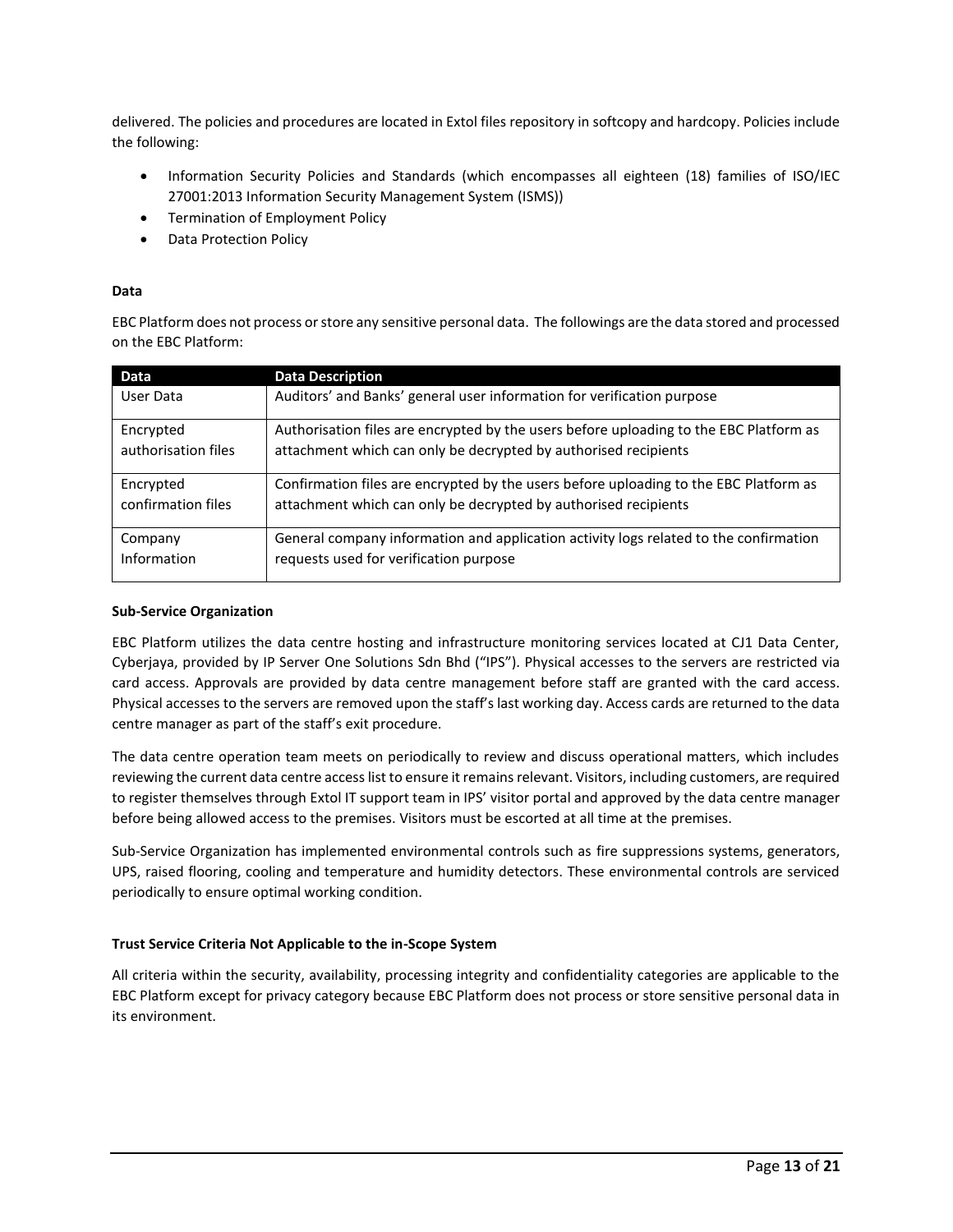delivered. The policies and procedures are located in Extol files repository in softcopy and hardcopy. Policies include the following:

- Information Security Policies and Standards (which encompasses all eighteen (18) families of ISO/IEC 27001:2013 Information Security Management System (ISMS))
- Termination of Employment Policy
- Data Protection Policy

**Data**

EBC Platform does not process or store any sensitive personal data. The followings are the data stored and processed on the EBC Platform:

| Data | Data Description |
|---|---|
| User Data | Auditors' and Banks' general user information for verification purpose |
| Encrypted authorisation files | Authorisation files are encrypted by the users before uploading to the EBC Platform as attachment which can only be decrypted by authorised recipients |
| Encrypted confirmation files | Confirmation files are encrypted by the users before uploading to the EBC Platform as attachment which can only be decrypted by authorised recipients |
| Company Information | General company information and application activity logs related to the confirmation requests used for verification purpose |

**Sub-Service Organization**

EBC Platform utilizes the data centre hosting and infrastructure monitoring services located at CJ1 Data Center, Cyberjaya, provided by IP Server One Solutions Sdn Bhd ("IPS"). Physical accesses to the servers are restricted via card access. Approvals are provided by data centre management before staff are granted with the card access. Physical accesses to the servers are removed upon the staff's last working day. Access cards are returned to the data centre manager as part of the staff's exit procedure.

The data centre operation team meets on periodically to review and discuss operational matters, which includes reviewing the current data centre access list to ensure it remains relevant. Visitors, including customers, are required to register themselves through Extol IT support team in IPS' visitor portal and approved by the data centre manager before being allowed access to the premises. Visitors must be escorted at all time at the premises.

Sub-Service Organization has implemented environmental controls such as fire suppressions systems, generators, UPS, raised flooring, cooling and temperature and humidity detectors. These environmental controls are serviced periodically to ensure optimal working condition.

**Trust Service Criteria Not Applicable to the in-Scope System**

All criteria within the security, availability, processing integrity and confidentiality categories are applicable to the EBC Platform except for privacy category because EBC Platform does not process or store sensitive personal data in its environment.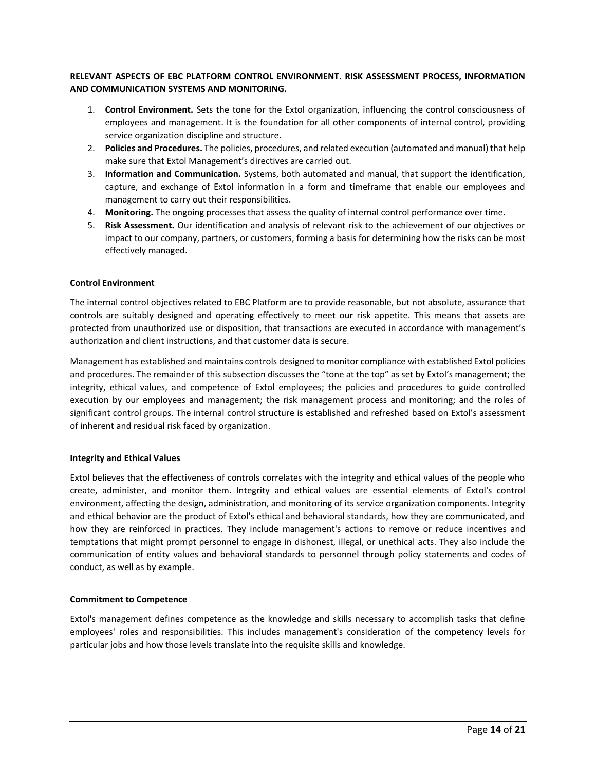**RELEVANT ASPECTS OF EBC PLATFORM CONTROL ENVIRONMENT. RISK ASSESSMENT PROCESS, INFORMATION AND COMMUNICATION SYSTEMS AND MONITORING.**

1. **Control Environment.** Sets the tone for the Extol organization, influencing the control consciousness of employees and management. It is the foundation for all other components of internal control, providing service organization discipline and structure.
2. **Policies and Procedures.** The policies, procedures, and related execution (automated and manual) that help make sure that Extol Management's directives are carried out.
3. **Information and Communication.** Systems, both automated and manual, that support the identification, capture, and exchange of Extol information in a form and timeframe that enable our employees and management to carry out their responsibilities.
4. **Monitoring.** The ongoing processes that assess the quality of internal control performance over time.
5. **Risk Assessment.** Our identification and analysis of relevant risk to the achievement of our objectives or impact to our company, partners, or customers, forming a basis for determining how the risks can be most effectively managed.

**Control Environment**

The internal control objectives related to EBC Platform are to provide reasonable, but not absolute, assurance that controls are suitably designed and operating effectively to meet our risk appetite. This means that assets are protected from unauthorized use or disposition, that transactions are executed in accordance with management's authorization and client instructions, and that customer data is secure.

Management has established and maintains controls designed to monitor compliance with established Extol policies and procedures. The remainder of this subsection discusses the "tone at the top" as set by Extol's management; the integrity, ethical values, and competence of Extol employees; the policies and procedures to guide controlled execution by our employees and management; the risk management process and monitoring; and the roles of significant control groups. The internal control structure is established and refreshed based on Extol's assessment of inherent and residual risk faced by organization.

**Integrity and Ethical Values**

Extol believes that the effectiveness of controls correlates with the integrity and ethical values of the people who create, administer, and monitor them. Integrity and ethical values are essential elements of Extol's control environment, affecting the design, administration, and monitoring of its service organization components. Integrity and ethical behavior are the product of Extol's ethical and behavioral standards, how they are communicated, and how they are reinforced in practices. They include management's actions to remove or reduce incentives and temptations that might prompt personnel to engage in dishonest, illegal, or unethical acts. They also include the communication of entity values and behavioral standards to personnel through policy statements and codes of conduct, as well as by example.

**Commitment to Competence**

Extol's management defines competence as the knowledge and skills necessary to accomplish tasks that define employees' roles and responsibilities. This includes management's consideration of the competency levels for particular jobs and how those levels translate into the requisite skills and knowledge.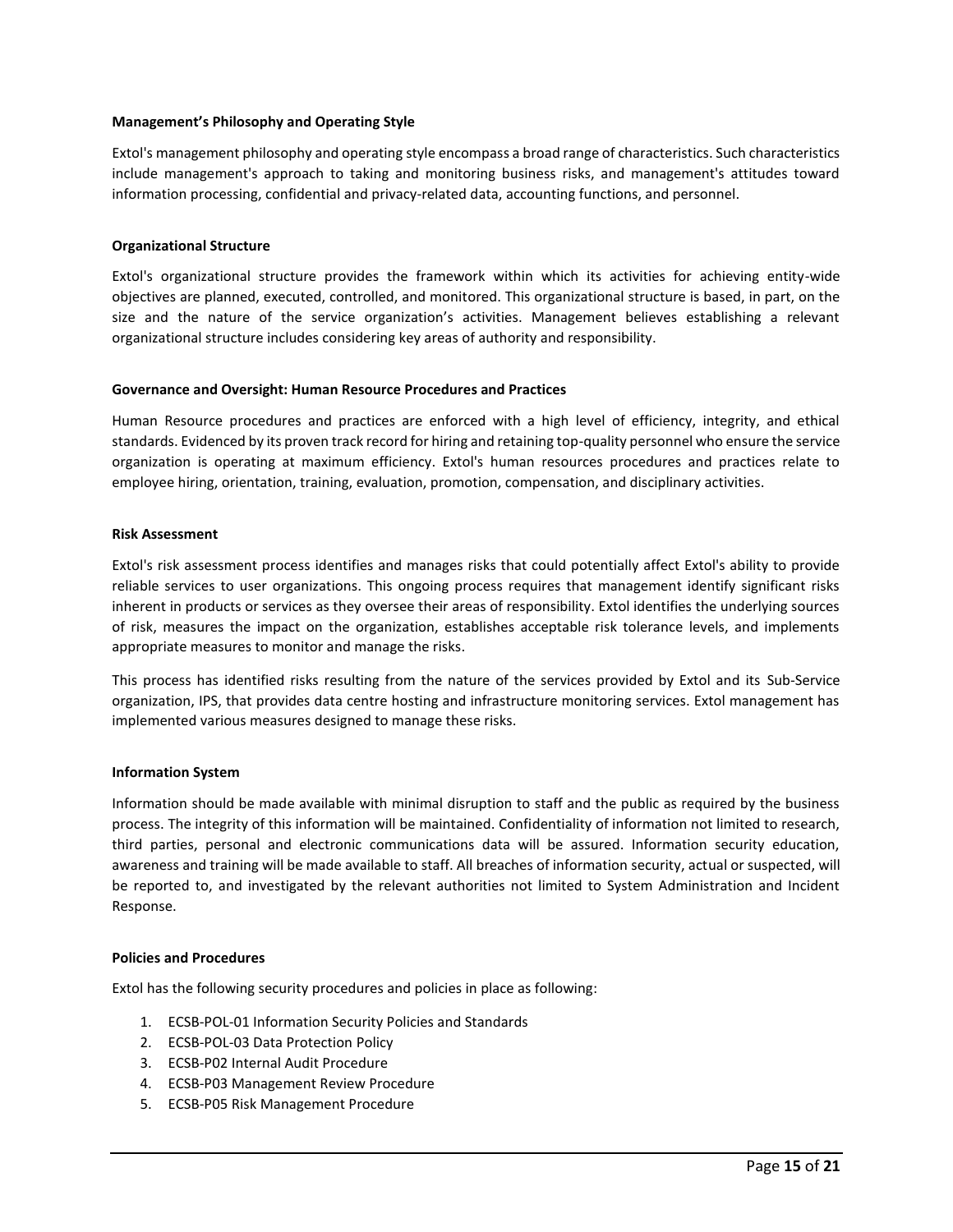**Management's Philosophy and Operating Style**

Extol's management philosophy and operating style encompass a broad range of characteristics. Such characteristics include management's approach to taking and monitoring business risks, and management's attitudes toward information processing, confidential and privacy-related data, accounting functions, and personnel.

**Organizational Structure**

Extol's organizational structure provides the framework within which its activities for achieving entity-wide objectives are planned, executed, controlled, and monitored. This organizational structure is based, in part, on the size and the nature of the service organization's activities. Management believes establishing a relevant organizational structure includes considering key areas of authority and responsibility.

**Governance and Oversight: Human Resource Procedures and Practices**

Human Resource procedures and practices are enforced with a high level of efficiency, integrity, and ethical standards. Evidenced by its proven track record for hiring and retaining top-quality personnel who ensure the service organization is operating at maximum efficiency. Extol's human resources procedures and practices relate to employee hiring, orientation, training, evaluation, promotion, compensation, and disciplinary activities.

**Risk Assessment**

Extol's risk assessment process identifies and manages risks that could potentially affect Extol's ability to provide reliable services to user organizations. This ongoing process requires that management identify significant risks inherent in products or services as they oversee their areas of responsibility. Extol identifies the underlying sources of risk, measures the impact on the organization, establishes acceptable risk tolerance levels, and implements appropriate measures to monitor and manage the risks.

This process has identified risks resulting from the nature of the services provided by Extol and its Sub-Service organization, IPS, that provides data centre hosting and infrastructure monitoring services. Extol management has implemented various measures designed to manage these risks.

**Information System**

Information should be made available with minimal disruption to staff and the public as required by the business process. The integrity of this information will be maintained. Confidentiality of information not limited to research, third parties, personal and electronic communications data will be assured. Information security education, awareness and training will be made available to staff. All breaches of information security, actual or suspected, will be reported to, and investigated by the relevant authorities not limited to System Administration and Incident Response.

**Policies and Procedures**

Extol has the following security procedures and policies in place as following:

1. ECSB-POL-01 Information Security Policies and Standards
2. ECSB-POL-03 Data Protection Policy
3. ECSB-P02 Internal Audit Procedure
4. ECSB-P03 Management Review Procedure
5. ECSB-P05 Risk Management Procedure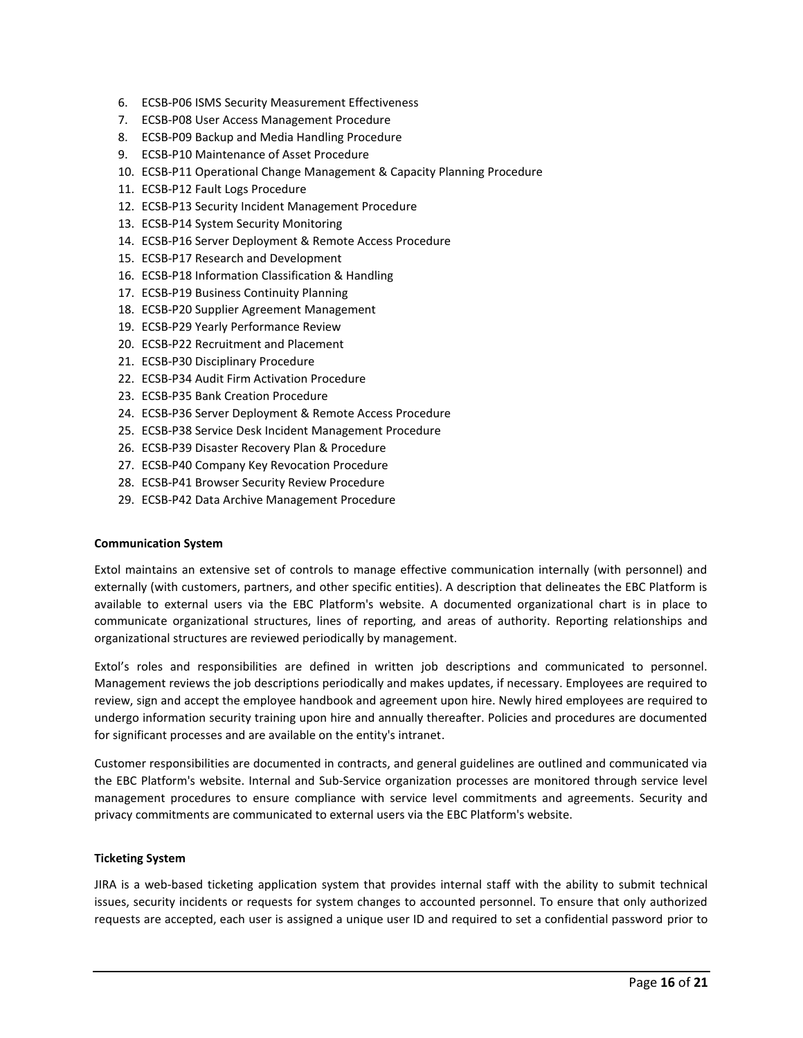6. ECSB-P06 ISMS Security Measurement Effectiveness
7. ECSB-P08 User Access Management Procedure
8. ECSB-P09 Backup and Media Handling Procedure
9. ECSB-P10 Maintenance of Asset Procedure
10. ECSB-P11 Operational Change Management & Capacity Planning Procedure
11. ECSB-P12 Fault Logs Procedure
12. ECSB-P13 Security Incident Management Procedure
13. ECSB-P14 System Security Monitoring
14. ECSB-P16 Server Deployment & Remote Access Procedure
15. ECSB-P17 Research and Development
16. ECSB-P18 Information Classification & Handling
17. ECSB-P19 Business Continuity Planning
18. ECSB-P20 Supplier Agreement Management
19. ECSB-P29 Yearly Performance Review
20. ECSB-P22 Recruitment and Placement
21. ECSB-P30 Disciplinary Procedure
22. ECSB-P34 Audit Firm Activation Procedure
23. ECSB-P35 Bank Creation Procedure
24. ECSB-P36 Server Deployment & Remote Access Procedure
25. ECSB-P38 Service Desk Incident Management Procedure
26. ECSB-P39 Disaster Recovery Plan & Procedure
27. ECSB-P40 Company Key Revocation Procedure
28. ECSB-P41 Browser Security Review Procedure
29. ECSB-P42 Data Archive Management Procedure

**Communication System**

Extol maintains an extensive set of controls to manage effective communication internally (with personnel) and externally (with customers, partners, and other specific entities). A description that delineates the EBC Platform is available to external users via the EBC Platform's website. A documented organizational chart is in place to communicate organizational structures, lines of reporting, and areas of authority. Reporting relationships and organizational structures are reviewed periodically by management.

Extol's roles and responsibilities are defined in written job descriptions and communicated to personnel. Management reviews the job descriptions periodically and makes updates, if necessary. Employees are required to review, sign and accept the employee handbook and agreement upon hire. Newly hired employees are required to undergo information security training upon hire and annually thereafter. Policies and procedures are documented for significant processes and are available on the entity's intranet.

Customer responsibilities are documented in contracts, and general guidelines are outlined and communicated via the EBC Platform's website. Internal and Sub-Service organization processes are monitored through service level management procedures to ensure compliance with service level commitments and agreements. Security and privacy commitments are communicated to external users via the EBC Platform's website.

**Ticketing System**

JIRA is a web-based ticketing application system that provides internal staff with the ability to submit technical issues, security incidents or requests for system changes to accounted personnel. To ensure that only authorized requests are accepted, each user is assigned a unique user ID and required to set a confidential password prior to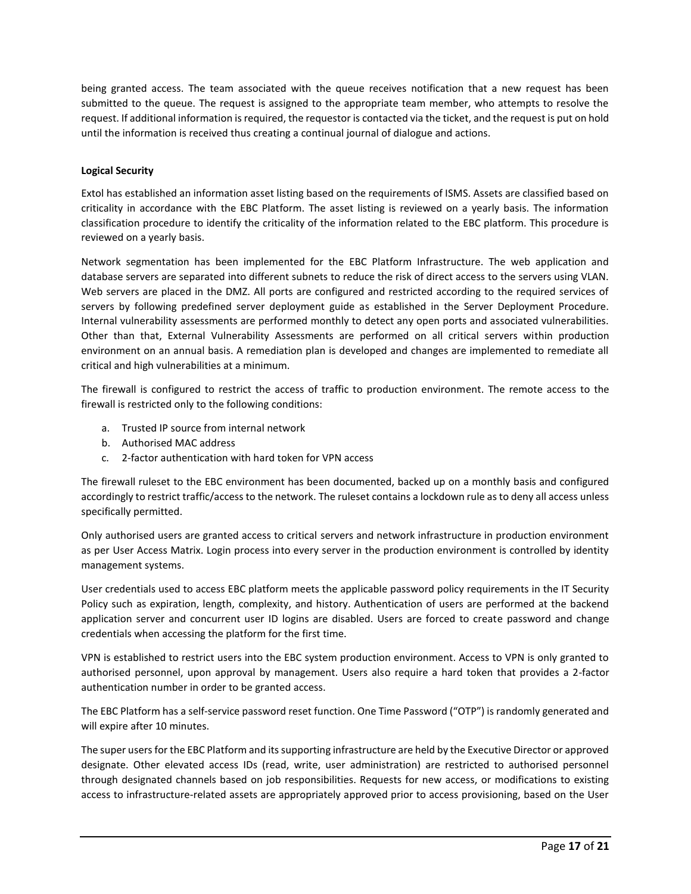being granted access. The team associated with the queue receives notification that a new request has been submitted to the queue. The request is assigned to the appropriate team member, who attempts to resolve the request. If additional information is required, the requestor is contacted via the ticket, and the request is put on hold until the information is received thus creating a continual journal of dialogue and actions.

**Logical Security**

Extol has established an information asset listing based on the requirements of ISMS. Assets are classified based on criticality in accordance with the EBC Platform. The asset listing is reviewed on a yearly basis. The information classification procedure to identify the criticality of the information related to the EBC platform. This procedure is reviewed on a yearly basis.

Network segmentation has been implemented for the EBC Platform Infrastructure. The web application and database servers are separated into different subnets to reduce the risk of direct access to the servers using VLAN. Web servers are placed in the DMZ. All ports are configured and restricted according to the required services of servers by following predefined server deployment guide as established in the Server Deployment Procedure. Internal vulnerability assessments are performed monthly to detect any open ports and associated vulnerabilities. Other than that, External Vulnerability Assessments are performed on all critical servers within production environment on an annual basis. A remediation plan is developed and changes are implemented to remediate all critical and high vulnerabilities at a minimum.

The firewall is configured to restrict the access of traffic to production environment. The remote access to the firewall is restricted only to the following conditions:

a. Trusted IP source from internal network
b. Authorised MAC address
c. 2-factor authentication with hard token for VPN access

The firewall ruleset to the EBC environment has been documented, backed up on a monthly basis and configured accordingly to restrict traffic/access to the network. The ruleset contains a lockdown rule as to deny all access unless specifically permitted.

Only authorised users are granted access to critical servers and network infrastructure in production environment as per User Access Matrix. Login process into every server in the production environment is controlled by identity management systems.

User credentials used to access EBC platform meets the applicable password policy requirements in the IT Security Policy such as expiration, length, complexity, and history. Authentication of users are performed at the backend application server and concurrent user ID logins are disabled. Users are forced to create password and change credentials when accessing the platform for the first time.

VPN is established to restrict users into the EBC system production environment. Access to VPN is only granted to authorised personnel, upon approval by management. Users also require a hard token that provides a 2-factor authentication number in order to be granted access.

The EBC Platform has a self-service password reset function. One Time Password ("OTP") is randomly generated and will expire after 10 minutes.

The super users for the EBC Platform and its supporting infrastructure are held by the Executive Director or approved designate. Other elevated access IDs (read, write, user administration) are restricted to authorised personnel through designated channels based on job responsibilities. Requests for new access, or modifications to existing access to infrastructure-related assets are appropriately approved prior to access provisioning, based on the User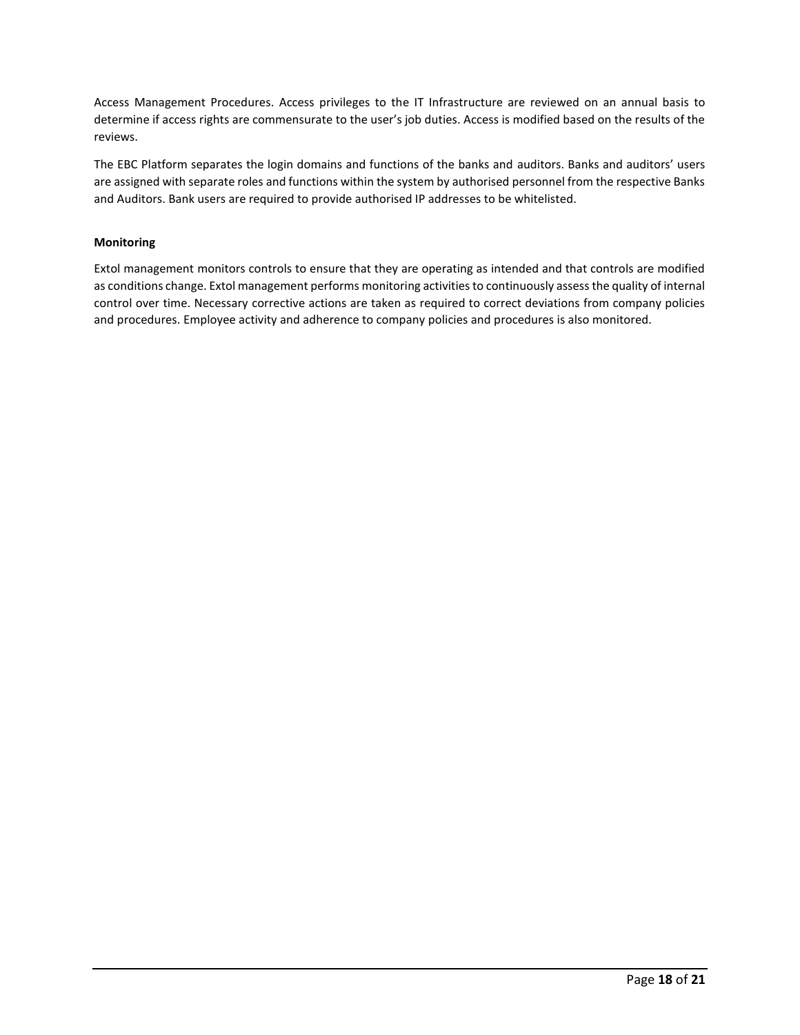Access Management Procedures. Access privileges to the IT Infrastructure are reviewed on an annual basis to determine if access rights are commensurate to the user's job duties. Access is modified based on the results of the reviews.

The EBC Platform separates the login domains and functions of the banks and auditors. Banks and auditors' users are assigned with separate roles and functions within the system by authorised personnel from the respective Banks and Auditors. Bank users are required to provide authorised IP addresses to be whitelisted.

**Monitoring**

Extol management monitors controls to ensure that they are operating as intended and that controls are modified as conditions change. Extol management performs monitoring activities to continuously assess the quality of internal control over time. Necessary corrective actions are taken as required to correct deviations from company policies and procedures. Employee activity and adherence to company policies and procedures is also monitored.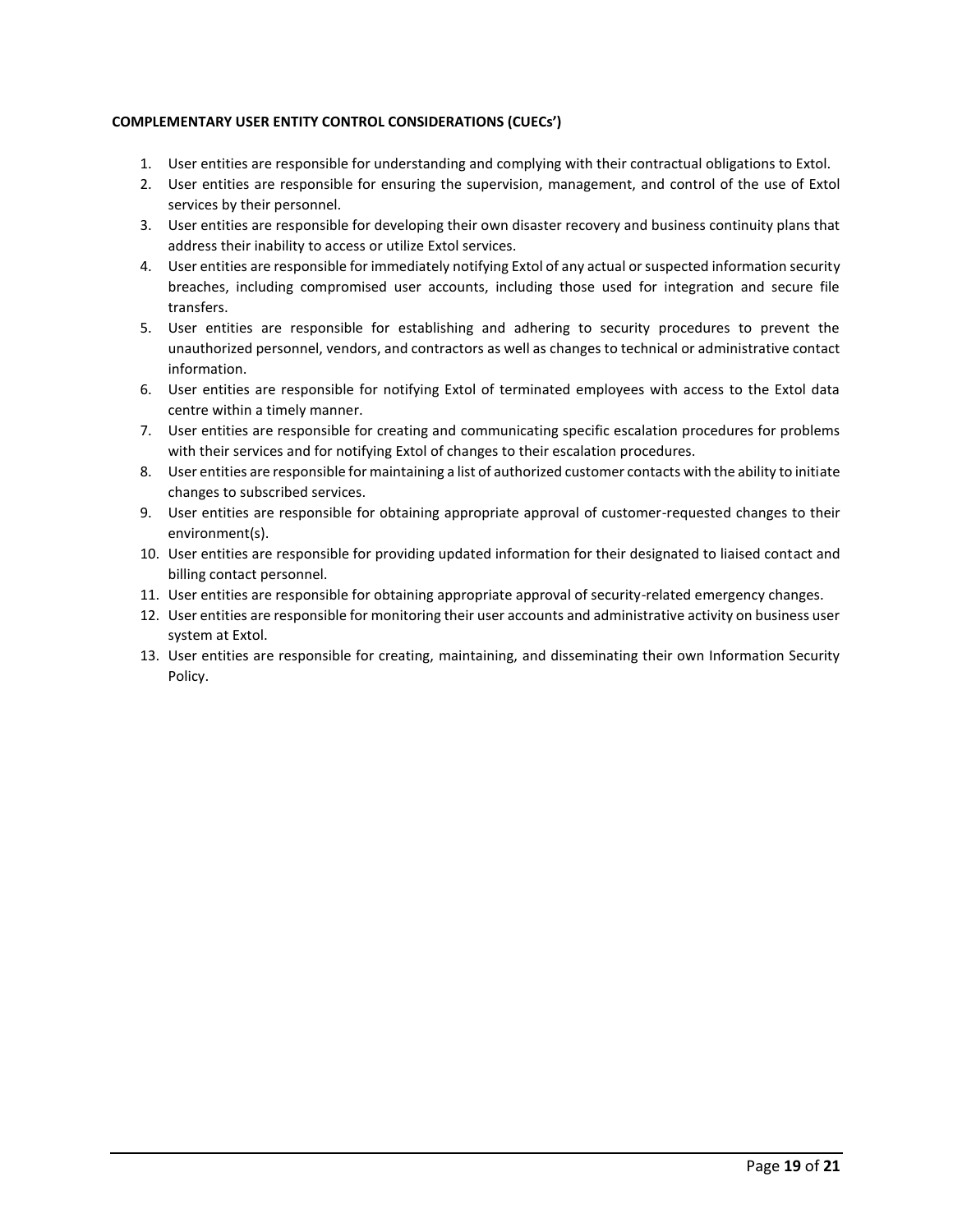**COMPLEMENTARY USER ENTITY CONTROL CONSIDERATIONS (CUECs')**

1. User entities are responsible for understanding and complying with their contractual obligations to Extol.
2. User entities are responsible for ensuring the supervision, management, and control of the use of Extol services by their personnel.
3. User entities are responsible for developing their own disaster recovery and business continuity plans that address their inability to access or utilize Extol services.
4. User entities are responsible for immediately notifying Extol of any actual or suspected information security breaches, including compromised user accounts, including those used for integration and secure file transfers.
5. User entities are responsible for establishing and adhering to security procedures to prevent the unauthorized personnel, vendors, and contractors as well as changes to technical or administrative contact information.
6. User entities are responsible for notifying Extol of terminated employees with access to the Extol data centre within a timely manner.
7. User entities are responsible for creating and communicating specific escalation procedures for problems with their services and for notifying Extol of changes to their escalation procedures.
8. User entities are responsible for maintaining a list of authorized customer contacts with the ability to initiate changes to subscribed services.
9. User entities are responsible for obtaining appropriate approval of customer-requested changes to their environment(s).
10. User entities are responsible for providing updated information for their designated to liaised contact and billing contact personnel.
11. User entities are responsible for obtaining appropriate approval of security-related emergency changes.
12. User entities are responsible for monitoring their user accounts and administrative activity on business user system at Extol.
13. User entities are responsible for creating, maintaining, and disseminating their own Information Security Policy.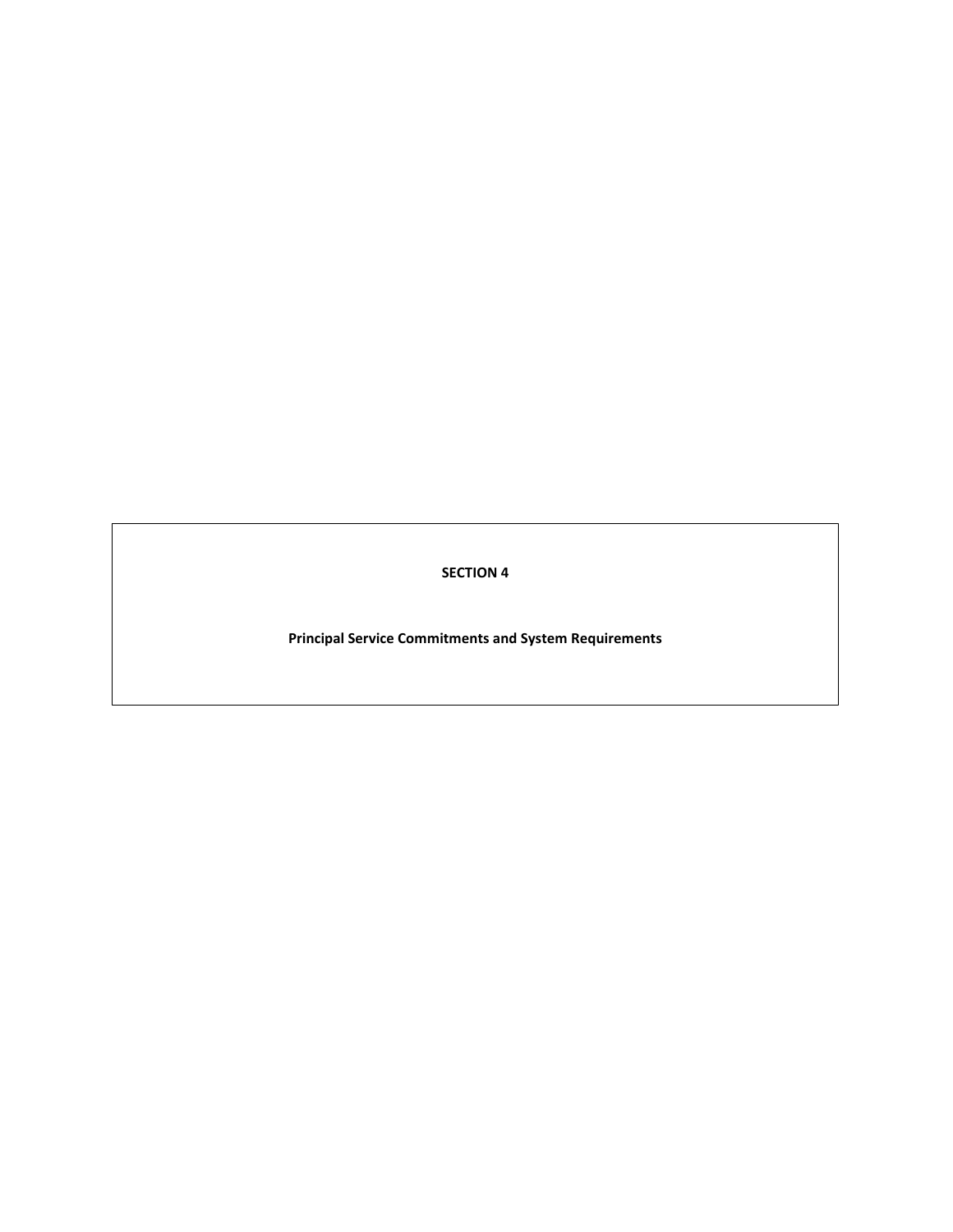# SECTION 4

## Principal Service Commitments and System Requirements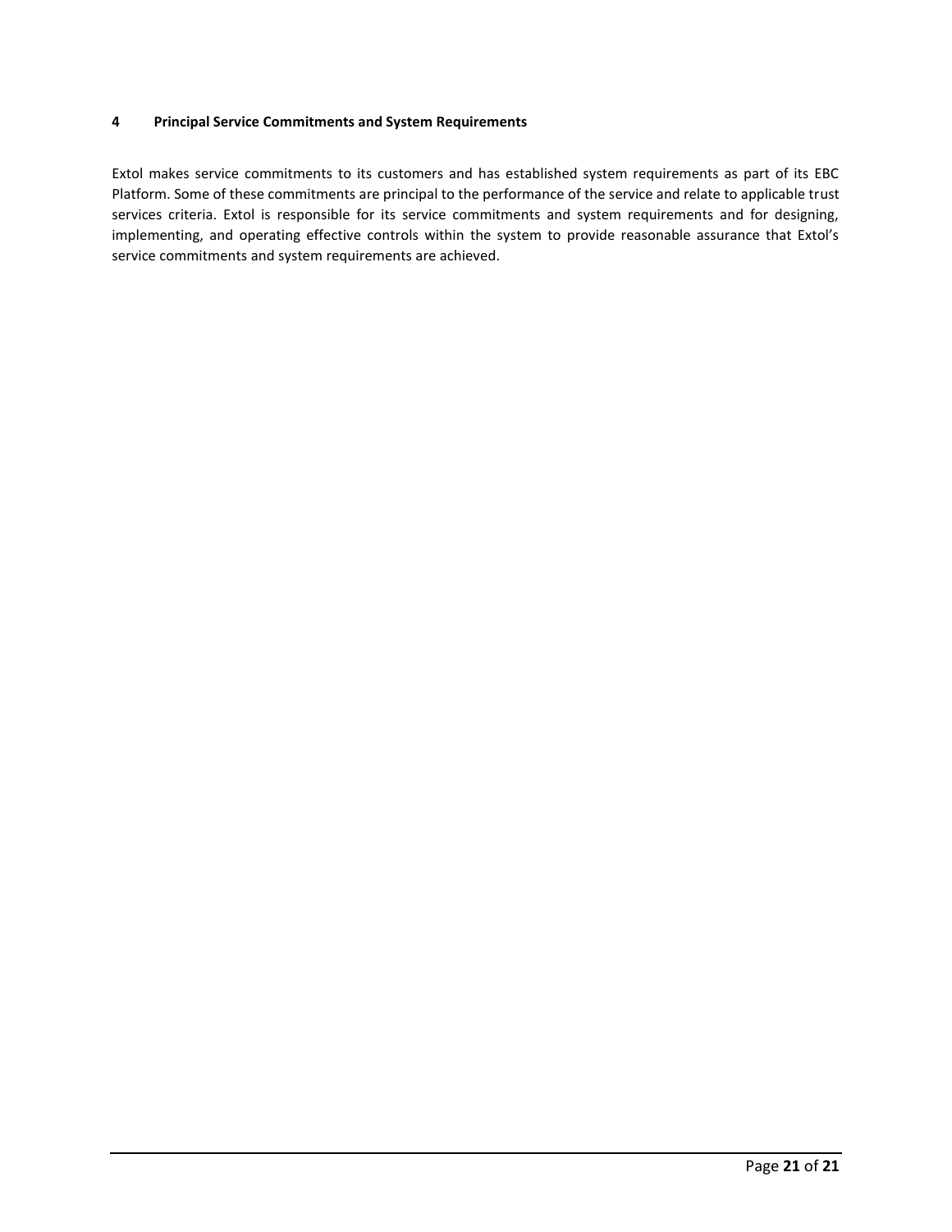## 4 Principal Service Commitments and System Requirements

Extol makes service commitments to its customers and has established system requirements as part of its EBC Platform. Some of these commitments are principal to the performance of the service and relate to applicable trust services criteria. Extol is responsible for its service commitments and system requirements and for designing, implementing, and operating effective controls within the system to provide reasonable assurance that Extol's service commitments and system requirements are achieved.